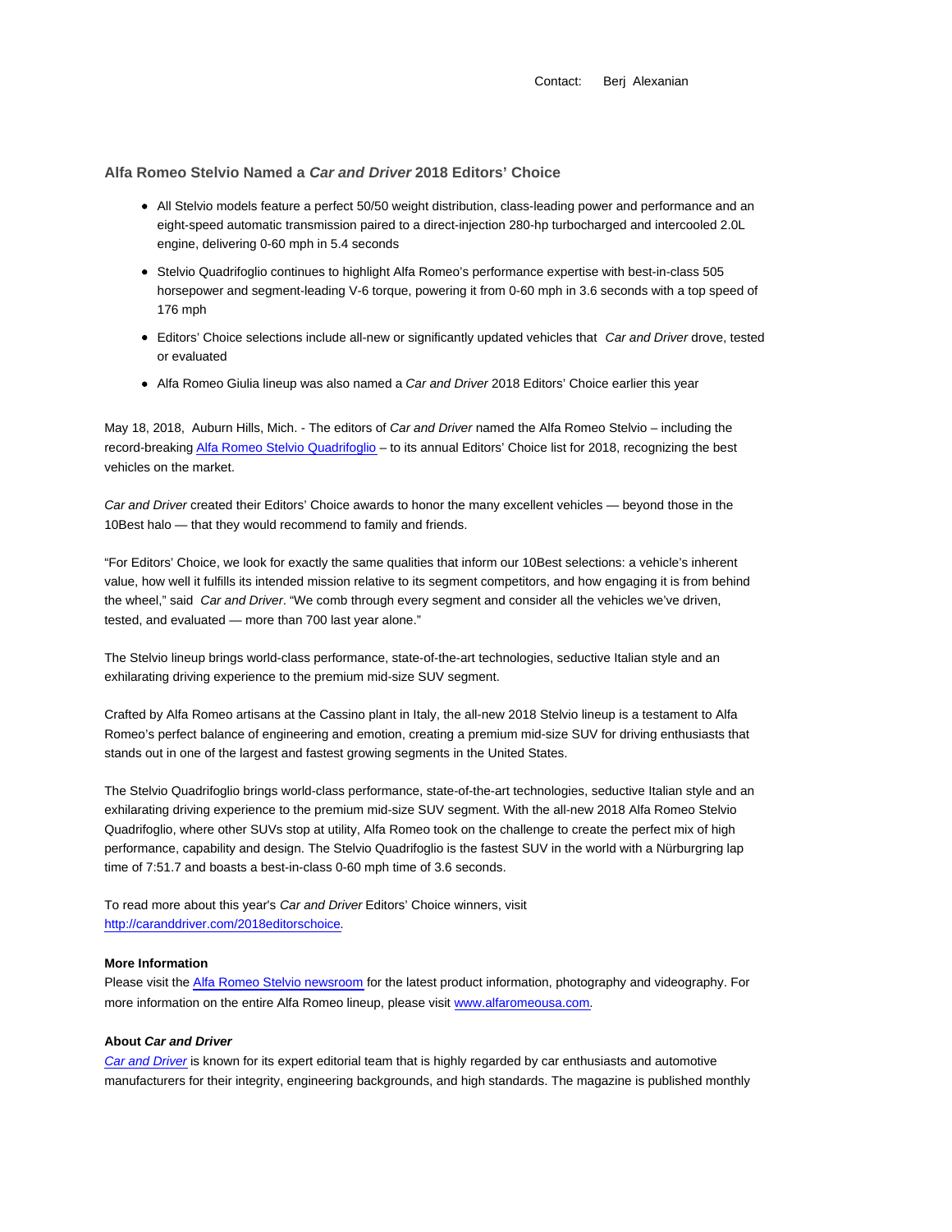Contact: Berj Alexanian

## Alfa Romeo Stelvio Named a *Car and Driver* 2018 Editors' Choice

- All Stelvio models feature a perfect 50/50 weight distribution, class-leading power and performance and an eight-speed automatic transmission paired to a direct-injection 280-hp turbocharged and intercooled 2.0L engine, delivering 0-60 mph in 5.4 seconds
- Stelvio Quadrifoglio continues to highlight Alfa Romeo's performance expertise with best-in-class 505 horsepower and segment-leading V-6 torque, powering it from 0-60 mph in 3.6 seconds with a top speed of 176 mph
- Editors' Choice selections include all-new or significantly updated vehicles that *Car and Driver* drove, tested or evaluated
- Alfa Romeo Giulia lineup was also named a *Car and Driver* 2018 Editors' Choice earlier this year

May 18, 2018, Auburn Hills, Mich. - The editors of *Car and Driver* named the Alfa Romeo Stelvio – including the record-breaking Alfa Romeo Stelvio Quadrifoglio – to its annual Editors' Choice list for 2018, recognizing the best vehicles on the market.

*Car and Driver* created their Editors' Choice awards to honor the many excellent vehicles — beyond those in the 10Best halo — that they would recommend to family and friends.

"For Editors' Choice, we look for exactly the same qualities that inform our 10Best selections: a vehicle's inherent value, how well it fulfills its intended mission relative to its segment competitors, and how engaging it is from behind the wheel," said *Car and Driver*. "We comb through every segment and consider all the vehicles we've driven, tested, and evaluated — more than 700 last year alone."

The Stelvio lineup brings world-class performance, state-of-the-art technologies, seductive Italian style and an exhilarating driving experience to the premium mid-size SUV segment.

Crafted by Alfa Romeo artisans at the Cassino plant in Italy, the all-new 2018 Stelvio lineup is a testament to Alfa Romeo's perfect balance of engineering and emotion, creating a premium mid-size SUV for driving enthusiasts that stands out in one of the largest and fastest growing segments in the United States.

The Stelvio Quadrifoglio brings world-class performance, state-of-the-art technologies, seductive Italian style and an exhilarating driving experience to the premium mid-size SUV segment. With the all-new 2018 Alfa Romeo Stelvio Quadrifoglio, where other SUVs stop at utility, Alfa Romeo took on the challenge to create the perfect mix of high performance, capability and design. The Stelvio Quadrifoglio is the fastest SUV in the world with a Nürburgring lap time of 7:51.7 and boasts a best-in-class 0-60 mph time of 3.6 seconds.

To read more about this year's *Car and Driver* Editors' Choice winners, visit http://caranddriver.com/2018editorschoice.

**More Information**

Please visit the Alfa Romeo Stelvio newsroom for the latest product information, photography and videography. For more information on the entire Alfa Romeo lineup, please visit www.alfaromeousa.com.

**About *Car and Driver***

*Car and Driver* is known for its expert editorial team that is highly regarded by car enthusiasts and automotive manufacturers for their integrity, engineering backgrounds, and high standards. The magazine is published monthly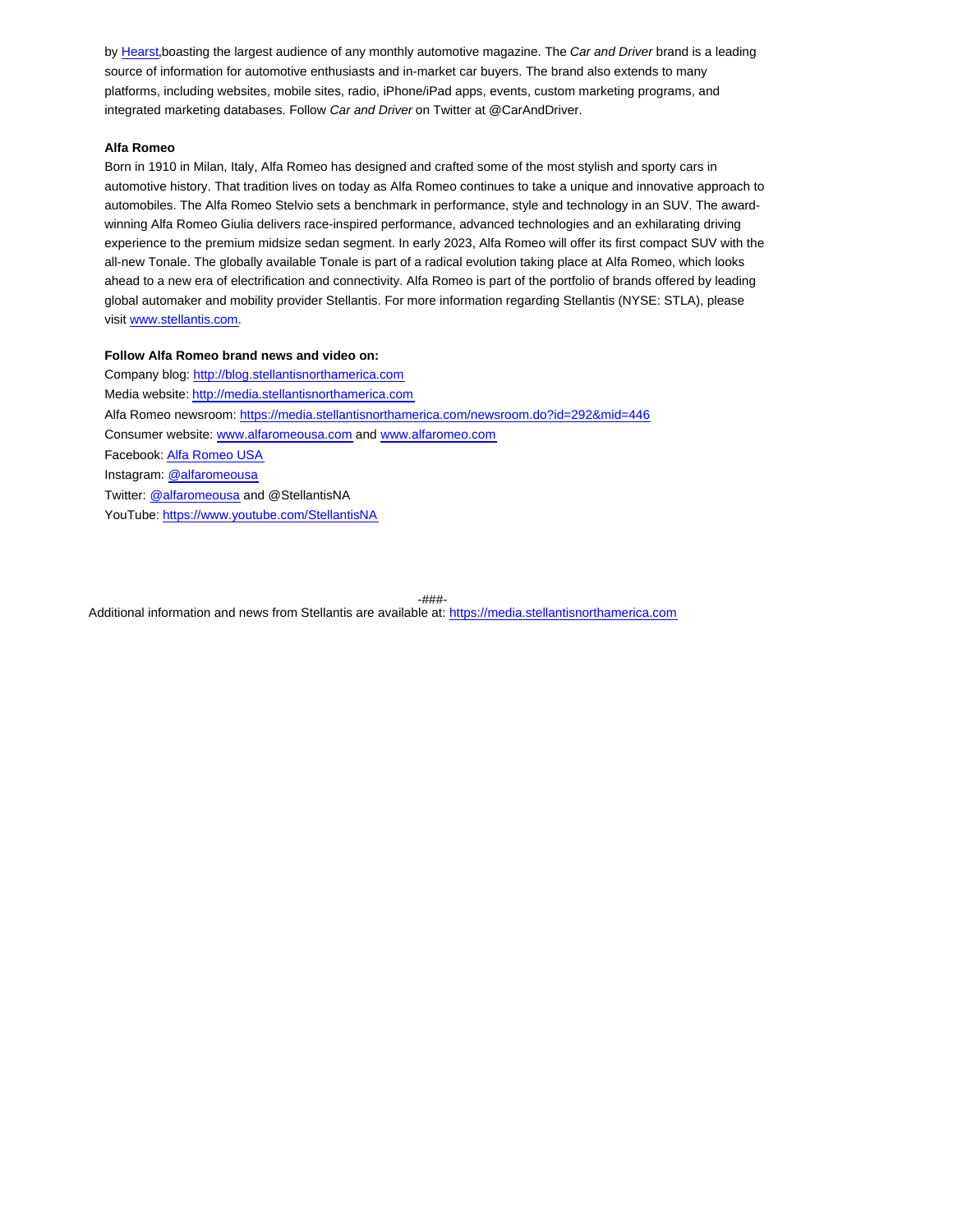by [Hearst](Hearst),boasting the largest audience of any monthly automotive magazine. The *Car and Driver* brand is a leading source of information for automotive enthusiasts and in-market car buyers. The brand also extends to many platforms, including websites, mobile sites, radio, iPhone/iPad apps, events, custom marketing programs, and integrated marketing databases. Follow *Car and Driver* on Twitter at @CarAndDriver.

**Alfa Romeo**

Born in 1910 in Milan, Italy, Alfa Romeo has designed and crafted some of the most stylish and sporty cars in automotive history. That tradition lives on today as Alfa Romeo continues to take a unique and innovative approach to automobiles. The Alfa Romeo Stelvio sets a benchmark in performance, style and technology in an SUV. The award-winning Alfa Romeo Giulia delivers race-inspired performance, advanced technologies and an exhilarating driving experience to the premium midsize sedan segment. In early 2023, Alfa Romeo will offer its first compact SUV with the all-new Tonale. The globally available Tonale is part of a radical evolution taking place at Alfa Romeo, which looks ahead to a new era of electrification and connectivity. Alfa Romeo is part of the portfolio of brands offered by leading global automaker and mobility provider Stellantis. For more information regarding Stellantis (NYSE: STLA), please visit www.stellantis.com.

**Follow Alfa Romeo brand news and video on:**

Company blog: http://blog.stellantisnorthamerica.com
Media website: http://media.stellantisnorthamerica.com
Alfa Romeo newsroom: https://media.stellantisnorthamerica.com/newsroom.do?id=292&mid=446
Consumer website: www.alfaromeousa.com and www.alfaromeo.com
Facebook: Alfa Romeo USA
Instagram: @alfaromeousa
Twitter: @alfaromeousa and @StellantisNA
YouTube: https://www.youtube.com/StellantisNA

-###-

Additional information and news from Stellantis are available at: https://media.stellantisnorthamerica.com